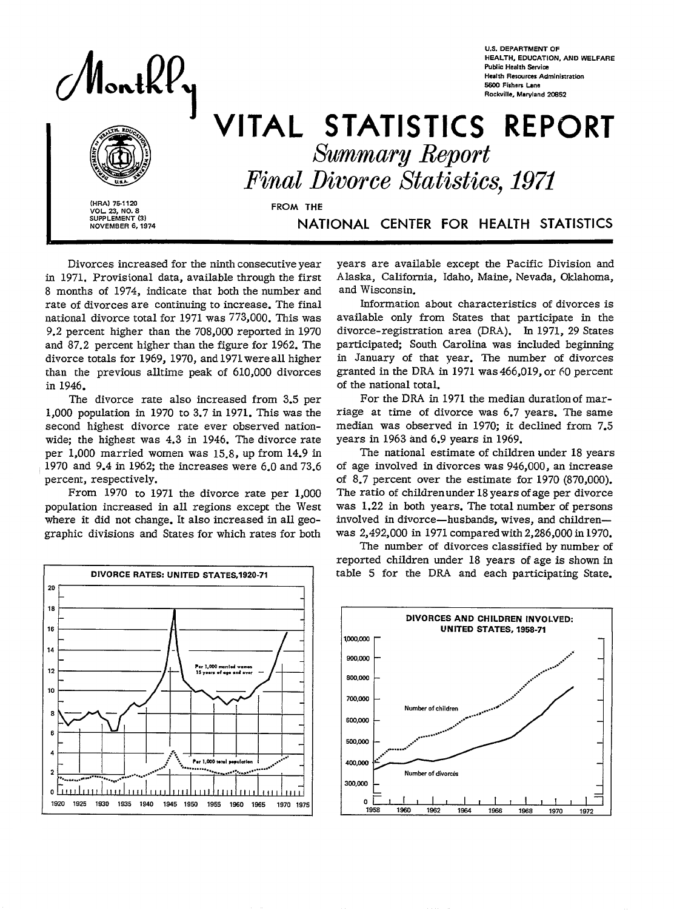# Monthly VITAL STATISTICS REPORT

U.S. DEPARTMENT OF HEALTH, EDUCATION, AND WELFARE
Public Health Service
Health Resources Administration
5600 Fishers Lane
Rockville, Maryland 20852

## *Summary Report*
## *Final Divorce Statistics, 1971*

FROM THE NATIONAL CENTER FOR HEALTH STATISTICS

(HRA) 75-1120
VOL. 23, NO. 8
SUPPLEMENT (3)
NOVEMBER 6, 1974

Divorces increased for the ninth consecutive year in 1971. Provisional data, available through the first 8 months of 1974, indicate that both the number and rate of divorces are continuing to increase. The final national divorce total for 1971 was 773,000. This was 9.2 percent higher than the 708,000 reported in 1970 and 87.2 percent higher than the figure for 1962. The divorce totals for 1969, 1970, and 1971 were all higher than the previous alltime peak of 610,000 divorces in 1946.

The divorce rate also increased from 3.5 per 1,000 population in 1970 to 3.7 in 1971. This was the second highest divorce rate ever observed nationwide; the highest was 4.3 in 1946. The divorce rate per 1,000 married women was 15.8, up from 14.9 in 1970 and 9.4 in 1962; the increases were 6.0 and 73.6 percent, respectively.

From 1970 to 1971 the divorce rate per 1,000 population increased in all regions except the West where it did not change. It also increased in all geographic divisions and States for which rates for both years are available except the Pacific Division and Alaska, California, Idaho, Maine, Nevada, Oklahoma, and Wisconsin.

Information about characteristics of divorces is available only from States that participate in the divorce-registration area (DRA). In 1971, 29 States participated; South Carolina was included beginning in January of that year. The number of divorces granted in the DRA in 1971 was 466,019, or 60 percent of the national total.

For the DRA in 1971 the median duration of marriage at time of divorce was 6.7 years. The same median was observed in 1970; it declined from 7.5 years in 1963 and 6.9 years in 1969.

The national estimate of children under 18 years of age involved in divorces was 946,000, an increase of 8.7 percent over the estimate for 1970 (870,000). The ratio of children under 18 years of age per divorce was 1.22 in both years. The total number of persons involved in divorce—husbands, wives, and children—was 2,492,000 in 1971 compared with 2,286,000 in 1970.

The number of divorces classified by number of reported children under 18 years of age is shown in table 5 for the DRA and each participating State.

DIVORCE RATES: UNITED STATES, 1920-71

DIVORCES AND CHILDREN INVOLVED: UNITED STATES, 1958-71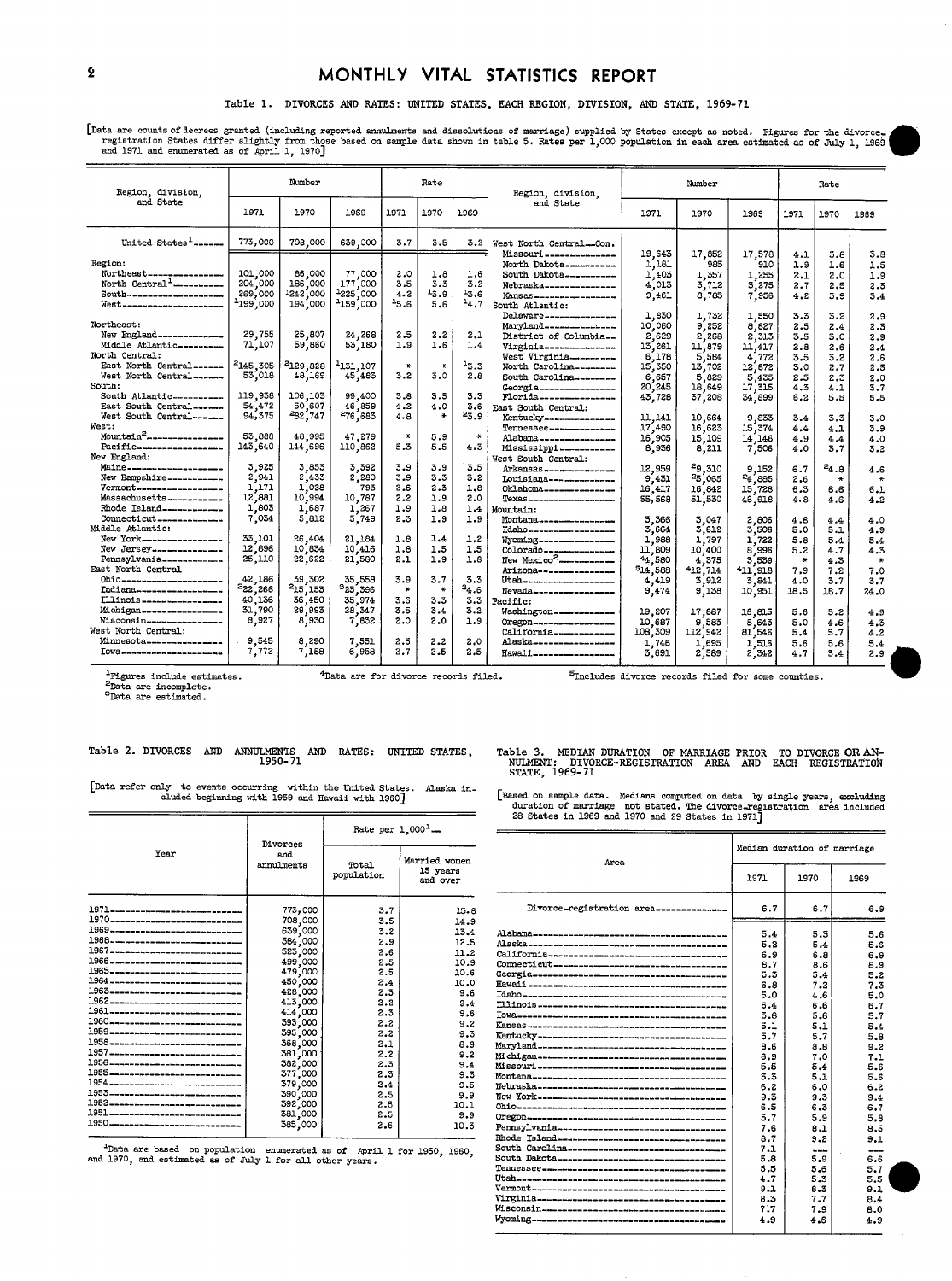## Table 1. DIVORCES AND RATES: UNITED STATES, EACH REGION, DIVISION, AND STATE, 1969-71

[Data are counts of decrees granted (including reported annulments and dissolutions of marriage) supplied by States except as noted. Figures for the divorce-registration States differ slightly from those based on sample data shown in table 5. Rates per 1,000 population in each area estimated as of July 1, 1969 and 1971 and enumerated as of April 1, 1970]

| Region, division, and State | Number 1971 | Number 1970 | Number 1969 | Rate 1971 | Rate 1970 | Rate 1969 |
|---|---|---|---|---|---|---|
| United States[1] | 773,000 | 708,000 | 639,000 | 3.7 | 3.5 | 3.2 |
| **Region:** | | | | | | |
| Northeast | 101,000 | 86,000 | 77,000 | 2.0 | 1.8 | 1.6 |
| North Central[1] | 204,000 | 186,000 | 177,000 | 3.5 | 3.3 | 3.2 |
| South | 269,000 | [1]242,000 | [1]225,000 | 4.2 | [1]3.9 | [1]3.6 |
| West | [1]199,000 | 194,000 | [1]159,000 | [1]5.6 | 5.6 | [1]4.7 |
| **Northeast:** | | | | | | |
| New England | 29,755 | 25,807 | 24,268 | 2.5 | 2.2 | 2.1 |
| Middle Atlantic | 71,107 | 59,860 | 53,180 | 1.9 | 1.6 | 1.4 |
| **North Central:** | | | | | | |
| East North Central | [2]145,305 | [2]129,828 | [1]131,107 | * | * | [1]3.3 |
| West North Central | 53,018 | 48,169 | 45,463 | 3.2 | 3.0 | 2.8 |
| **South:** | | | | | | |
| South Atlantic | 119,938 | 106,105 | 99,400 | 3.8 | 3.5 | 3.3 |
| East South Central | 54,472 | 50,607 | 46,859 | 4.2 | 4.0 | 3.8 |
| West South Central | 94,375 | [2]82,747 | [2]76,683 | 4.8 | * | [2]3.9 |
| **West:** | | | | | | |
| Mountain[2] | 53,888 | 48,995 | 47,279 | * | 5.9 | * |
| Pacific | 143,640 | 144,696 | 110,862 | 5.3 | 5.5 | 4.3 |
| **New England:** | | | | | | |
| Maine | 3,925 | 3,853 | 3,392 | 3.9 | 3.9 | 3.5 |
| New Hampshire | 2,941 | 2,433 | 2,280 | 3.9 | 3.3 | 3.2 |
| Vermont | 1,171 | 1,028 | 793 | 2.6 | 2.3 | 1.8 |
| Massachusetts | 12,881 | 10,994 | 10,787 | 2.2 | 1.9 | 2.0 |
| Rhode Island | 1,803 | 1,687 | 1,267 | 1.9 | 1.8 | 1.4 |
| Connecticut | 7,034 | 5,812 | 5,749 | 2.3 | 1.9 | 1.9 |
| **Middle Atlantic:** | | | | | | |
| New York | 33,101 | 26,404 | 21,184 | 1.8 | 1.4 | 1.2 |
| New Jersey | 12,896 | 10,834 | 10,416 | 1.8 | 1.5 | 1.5 |
| Pennsylvania | 25,110 | 22,622 | 21,580 | 2.1 | 1.9 | 1.8 |
| **East North Central:** | | | | | | |
| Ohio | 42,186 | 39,302 | 35,558 | 3.9 | 3.7 | 3.3 |
| Indiana | [2]22,266 | [2]15,153 | [3]23,396 | * | * | [3]4.6 |
| Illinois | 40,136 | 36,450 | 35,974 | 3.6 | 3.3 | 3.3 |
| Michigan | 31,790 | 29,993 | 28,347 | 3.5 | 3.4 | 3.2 |
| Wisconsin | 8,927 | 8,930 | 7,832 | 2.0 | 2.0 | 1.9 |
| **West North Central:** | | | | | | |
| Minnesota | 9,545 | 8,290 | 7,551 | 2.5 | 2.2 | 2.0 |
| Iowa | 7,772 | 7,188 | 6,958 | 2.7 | 2.5 | 2.5 |
| **West North Central—Con.** | | | | | | |
| Missouri | 19,643 | 17,852 | 17,578 | 4.1 | 3.8 | 3.8 |
| North Dakota | 1,181 | 985 | 910 | 1.9 | 1.6 | 1.5 |
| South Dakota | 1,403 | 1,357 | 1,255 | 2.1 | 2.0 | 1.9 |
| Nebraska | 4,013 | 3,712 | 3,275 | 2.7 | 2.5 | 2.3 |
| Kansas | 9,461 | 8,785 | 7,956 | 4.2 | 3.9 | 3.4 |
| **South Atlantic:** | | | | | | |
| Delaware | 1,830 | 1,732 | 1,550 | 3.3 | 3.2 | 2.9 |
| Maryland | 10,060 | 9,252 | 8,827 | 2.5 | 2.4 | 2.3 |
| District of Columbia | 2,629 | 2,268 | 2,313 | 3.5 | 3.0 | 2.9 |
| Virginia | 13,261 | 11,879 | 11,417 | 2.8 | 2.6 | 2.4 |
| West Virginia | 6,178 | 5,584 | 4,772 | 3.5 | 3.2 | 2.6 |
| North Carolina | 15,350 | 13,702 | 12,672 | 3.0 | 2.7 | 2.5 |
| South Carolina | 6,657 | 5,829 | 5,435 | 2.5 | 2.3 | 2.0 |
| Georgia | 20,245 | 18,649 | 17,315 | 4.3 | 4.1 | 3.7 |
| Florida | 43,728 | 37,208 | 34,899 | 6.2 | 5.5 | 5.5 |
| **East South Central:** | | | | | | |
| Kentucky | 11,141 | 10,664 | 9,833 | 3.4 | 3.3 | 3.0 |
| Tennessee | 17,490 | 16,623 | 15,374 | 4.4 | 4.1 | 3.9 |
| Alabama | 16,905 | 15,109 | 14,146 | 4.9 | 4.4 | 4.0 |
| Mississippi | 8,936 | 8,211 | 7,506 | 4.0 | 3.7 | 3.2 |
| **West South Central:** | | | | | | |
| Arkansas | 12,959 | [2]9,310 | 9,152 | 6.7 | [2]4.8 | 4.6 |
| Louisiana | 9,431 | [2]5,065 | [2]4,885 | 2.6 | * | * |
| Oklahoma | 16,417 | 16,842 | 15,728 | 6.3 | 6.6 | 6.1 |
| Texas | 55,568 | 51,530 | 46,918 | 4.8 | 4.6 | 4.2 |
| **Mountain:** | | | | | | |
| Montana | 3,366 | 3,047 | 2,806 | 4.8 | 4.4 | 4.0 |
| Idaho | 3,664 | 3,612 | 3,506 | 5.0 | 5.1 | 4.9 |
| Wyoming | 1,988 | 1,797 | 1,722 | 5.8 | 5.4 | 5.4 |
| Colorado | 11,809 | 10,400 | 8,996 | 5.2 | 4.7 | 4.3 |
| New Mexico[2] | [4]4,580 | 4,375 | 3,539 | * | 4.3 | * |
| Arizona | [5]14,588 | [4]12,714 | [4]11,918 | 7.9 | 7.2 | 7.0 |
| Utah | 4,419 | 3,912 | 3,841 | 4.0 | 3.7 | 3.7 |
| Nevada | 9,474 | 9,138 | 10,951 | 18.5 | 18.7 | 24.0 |
| **Pacific:** | | | | | | |
| Washington | 19,207 | 17,887 | 16,815 | 5.6 | 5.2 | 4.9 |
| Oregon | 10,687 | 9,583 | 8,643 | 5.0 | 4.6 | 4.3 |
| California | 108,309 | 112,942 | 81,546 | 5.4 | 5.7 | 4.2 |
| Alaska | 1,746 | 1,695 | 1,516 | 5.6 | 5.6 | 5.4 |
| Hawaii | 3,691 | 2,589 | 2,342 | 4.7 | 3.4 | 2.9 |

[1]Figures include estimates.
[2]Data are incomplete.
[3]Data are estimated.
[4]Data are for divorce records filed.
[5]Includes divorce records filed for some counties.

## Table 2. DIVORCES AND ANNULMENTS AND RATES: UNITED STATES, 1950-71

[Data refer only to events occurring within the United States. Alaska included beginning with 1959 and Hawaii with 1960]

| Year | Divorces and annulments | Rate per 1,000[1]— Total population | Rate per 1,000[1]— Married women 15 years and over |
|---|---|---|---|
| 1971 | 773,000 | 3.7 | 15.8 |
| 1970 | 708,000 | 3.5 | 14.9 |
| 1969 | 639,000 | 3.2 | 13.4 |
| 1968 | 584,000 | 2.9 | 12.5 |
| 1967 | 523,000 | 2.6 | 11.2 |
| 1966 | 499,000 | 2.5 | 10.9 |
| 1965 | 479,000 | 2.5 | 10.6 |
| 1964 | 450,000 | 2.4 | 10.0 |
| 1963 | 428,000 | 2.3 | 9.6 |
| 1962 | 413,000 | 2.2 | 9.4 |
| 1961 | 414,000 | 2.3 | 9.6 |
| 1960 | 393,000 | 2.2 | 9.2 |
| 1959 | 395,000 | 2.2 | 9.3 |
| 1958 | 368,000 | 2.1 | 8.9 |
| 1957 | 381,000 | 2.2 | 9.2 |
| 1956 | 382,000 | 2.3 | 9.4 |
| 1955 | 377,000 | 2.3 | 9.3 |
| 1954 | 379,000 | 2.4 | 9.5 |
| 1953 | 390,000 | 2.5 | 9.9 |
| 1952 | 392,000 | 2.5 | 10.1 |
| 1951 | 381,000 | 2.5 | 9.9 |
| 1950 | 385,000 | 2.6 | 10.3 |

[1]Data are based on population enumerated as of April 1 for 1950, 1960, and 1970, and estimated as of July 1 for all other years.

## Table 3. MEDIAN DURATION OF MARRIAGE PRIOR TO DIVORCE OR ANNULMENT: DIVORCE-REGISTRATION AREA AND EACH REGISTRATION STATE, 1969-71

[Based on sample data. Medians computed on data by single years, excluding duration of marriage not stated. The divorce-registration area included 28 States in 1969 and 1970 and 29 States in 1971]

| Area | Median duration of marriage 1971 | 1970 | 1969 |
|---|---|---|---|
| Divorce-registration area | 6.7 | 6.7 | 6.9 |
| Alabama | 5.4 | 5.3 | 5.6 |
| Alaska | 5.2 | 5.4 | 5.6 |
| California | 6.9 | 6.8 | 6.9 |
| Connecticut | 8.7 | 8.6 | 8.9 |
| Georgia | 5.3 | 5.4 | 5.2 |
| Hawaii | 6.8 | 7.2 | 7.3 |
| Idaho | 5.0 | 4.6 | 5.0 |
| Illinois | 6.4 | 6.6 | 6.7 |
| Iowa | 5.8 | 5.6 | 5.7 |
| Kansas | 5.1 | 5.1 | 5.4 |
| Kentucky | 5.7 | 5.7 | 5.8 |
| Maryland | 8.6 | 8.8 | 9.2 |
| Michigan | 6.9 | 7.0 | 7.1 |
| Missouri | 5.5 | 5.4 | 5.6 |
| Montana | 5.3 | 5.1 | 5.6 |
| Nebraska | 6.2 | 6.0 | 6.2 |
| New York | 9.3 | 9.3 | 9.4 |
| Ohio | 6.5 | 6.3 | 6.7 |
| Oregon | 5.7 | 5.9 | 5.8 |
| Pennsylvania | 7.6 | 8.1 | 8.5 |
| Rhode Island | 8.7 | 9.2 | 9.1 |
| South Carolina | 7.1 | --- | --- |
| South Dakota | 5.8 | 5.9 | 6.6 |
| Tennessee | 5.5 | 5.6 | 5.7 |
| Utah | 4.7 | 5.3 | 5.5 |
| Vermont | 9.1 | 8.3 | 9.1 |
| Virginia | 8.3 | 7.7 | 8.4 |
| Wisconsin | 7.7 | 7.9 | 8.0 |
| Wyoming | 4.9 | 4.8 | 4.9 |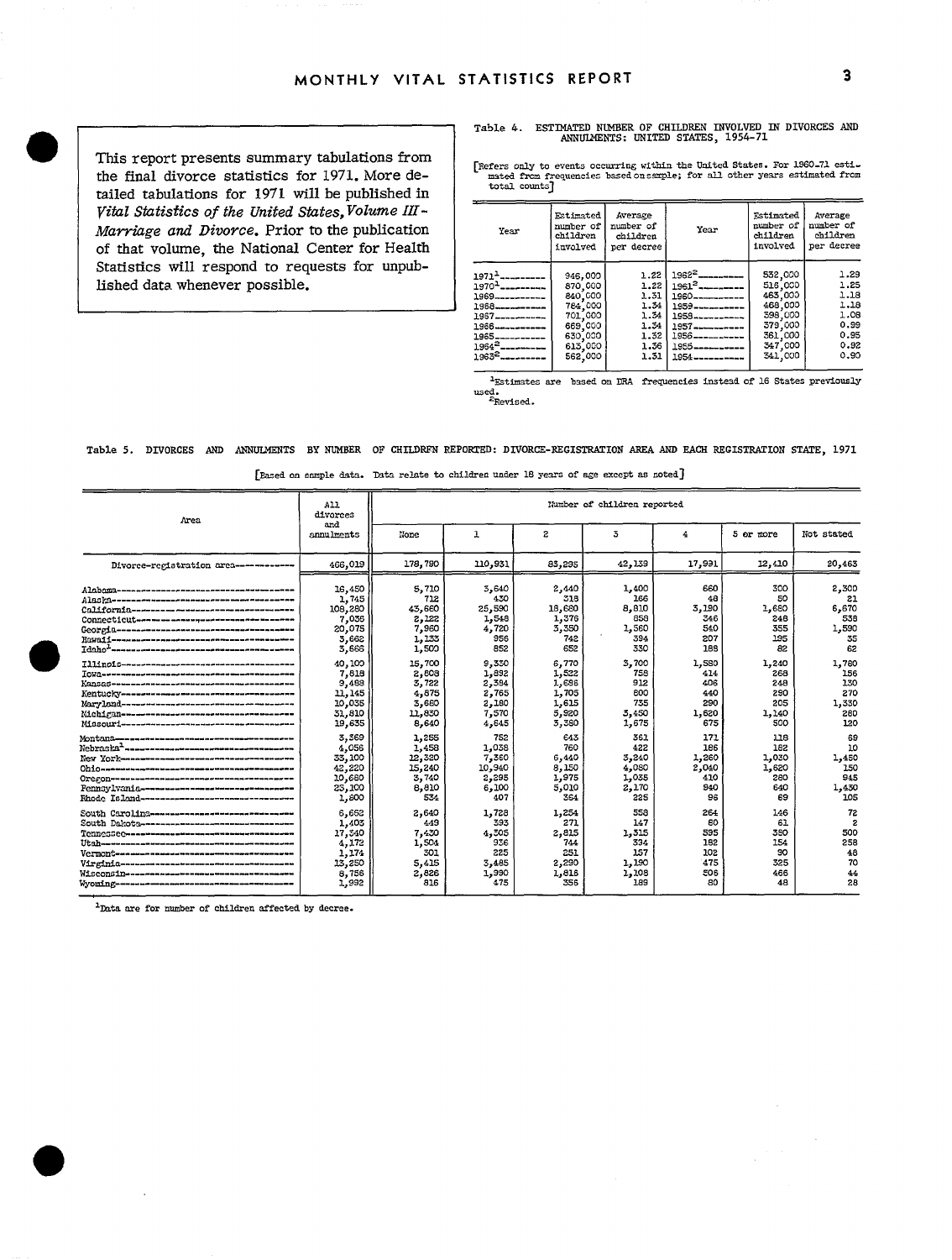This report presents summary tabulations from the final divorce statistics for 1971. More detailed tabulations for 1971 will be published in *Vital Statistics of the United States, Volume III–Marriage and Divorce.* Prior to the publication of that volume, the National Center for Health Statistics will respond to requests for unpublished data whenever possible.

Table 4. ESTIMATED NUMBER OF CHILDREN INVOLVED IN DIVORCES AND ANNULMENTS: UNITED STATES, 1954-71

[Refers only to events occurring within the United States. For 1960-71 estimated from frequencies based on sample; for all other years estimated from total counts]

| Year | Estimated number of children involved | Average number of children per decree | Year | Estimated number of children involved | Average number of children per decree |
|---|---|---|---|---|---|
| 1971[1] | 946,000 | 1.22 | 1962[2] | 532,000 | 1.29 |
| 1970[1] | 870,000 | 1.22 | 1961[2] | 516,000 | 1.25 |
| 1969 | 840,000 | 1.31 | 1960 | 463,000 | 1.18 |
| 1968 | 784,000 | 1.34 | 1959 | 468,000 | 1.18 |
| 1967 | 701,000 | 1.34 | 1958 | 398,000 | 1.08 |
| 1966 | 669,000 | 1.34 | 1957 | 379,000 | 0.99 |
| 1965 | 630,000 | 1.32 | 1956 | 361,000 | 0.95 |
| 1964[2] | 613,000 | 1.36 | 1955 | 347,000 | 0.92 |
| 1963[2] | 562,000 | 1.31 | 1954 | 341,000 | 0.90 |

[1]Estimates are based on DRA frequencies instead of 16 States previously used.
[2]Revised.

Table 5. DIVORCES AND ANNULMENTS BY NUMBER OF CHILDREN REPORTED: DIVORCE-REGISTRATION AREA AND EACH REGISTRATION STATE, 1971

[Based on sample data. Data relate to children under 18 years of age except as noted]

| Area | All divorces and annulments | Number of children reported | | | | | | |
|---|---|---|---|---|---|---|---|---|
| | | None | 1 | 2 | 3 | 4 | 5 or more | Not stated |
| Divorce-registration area | 466,019 | 178,790 | 110,931 | 83,295 | 42,139 | 17,991 | 12,410 | 20,463 |
| Alabama | 16,450 | 5,710 | 3,640 | 2,440 | 1,400 | 660 | 300 | 2,300 |
| Alaska | 1,745 | 712 | 430 | 318 | 166 | 48 | 50 | 21 |
| California | 108,280 | 43,660 | 25,590 | 18,680 | 8,810 | 3,190 | 1,680 | 6,670 |
| Connecticut | 7,036 | 2,122 | 1,548 | 1,376 | 858 | 346 | 248 | 538 |
| Georgia | 20,075 | 7,960 | 4,720 | 3,350 | 1,560 | 540 | 355 | 1,590 |
| Hawaii | 3,662 | 1,133 | 956 | 742 | 394 | 207 | 195 | 35 |
| Idaho[1] | 3,666 | 1,500 | 852 | 652 | 330 | 188 | 82 | 62 |
| Illinois | 40,100 | 15,700 | 9,330 | 6,770 | 3,700 | 1,580 | 1,240 | 1,780 |
| Iowa | 7,818 | 2,808 | 1,892 | 1,522 | 758 | 414 | 268 | 156 |
| Kansas | 9,488 | 3,722 | 2,394 | 1,686 | 912 | 406 | 248 | 130 |
| Kentucky | 11,145 | 4,875 | 2,765 | 1,705 | 800 | 440 | 290 | 270 |
| Maryland | 10,035 | 3,680 | 2,180 | 1,615 | 735 | 290 | 205 | 1,330 |
| Michigan | 31,810 | 11,830 | 7,570 | 5,920 | 3,450 | 1,620 | 1,140 | 280 |
| Missouri | 19,635 | 8,640 | 4,645 | 3,390 | 1,675 | 675 | 500 | 120 |
| Montana | 3,369 | 1,255 | 752 | 643 | 361 | 171 | 118 | 69 |
| Nebraska[1] | 4,056 | 1,458 | 1,038 | 760 | 422 | 186 | 182 | 10 |
| New York | 33,100 | 12,320 | 7,360 | 6,440 | 3,240 | 1,260 | 1,030 | 1,450 |
| Ohio | 42,220 | 15,240 | 10,940 | 8,150 | 4,080 | 2,040 | 1,620 | 150 |
| Oregon | 10,680 | 3,740 | 2,295 | 1,975 | 1,035 | 410 | 280 | 945 |
| Pennsylvania | 25,100 | 8,810 | 6,100 | 5,010 | 2,170 | 940 | 640 | 1,430 |
| Rhode Island | 1,800 | 534 | 407 | 364 | 225 | 96 | 69 | 105 |
| South Carolina | 6,652 | 2,640 | 1,728 | 1,254 | 558 | 264 | 146 | 72 |
| South Dakota | 1,403 | 449 | 393 | 271 | 147 | 80 | 61 | 2 |
| Tennessee | 17,240 | 7,430 | 4,305 | 2,815 | 1,315 | 595 | 380 | 500 |
| Utah | 4,172 | 1,504 | 936 | 744 | 334 | 182 | 154 | 258 |
| Vermont | 1,174 | 301 | 225 | 251 | 157 | 102 | 90 | 48 |
| Virginia | 13,250 | 5,415 | 3,485 | 2,290 | 1,190 | 475 | 325 | 70 |
| Wisconsin | 8,756 | 2,826 | 1,990 | 1,818 | 1,108 | 506 | 466 | 44 |
| Wyoming | 1,992 | 816 | 475 | 356 | 189 | 80 | 48 | 28 |

[1]Data are for number of children affected by decree.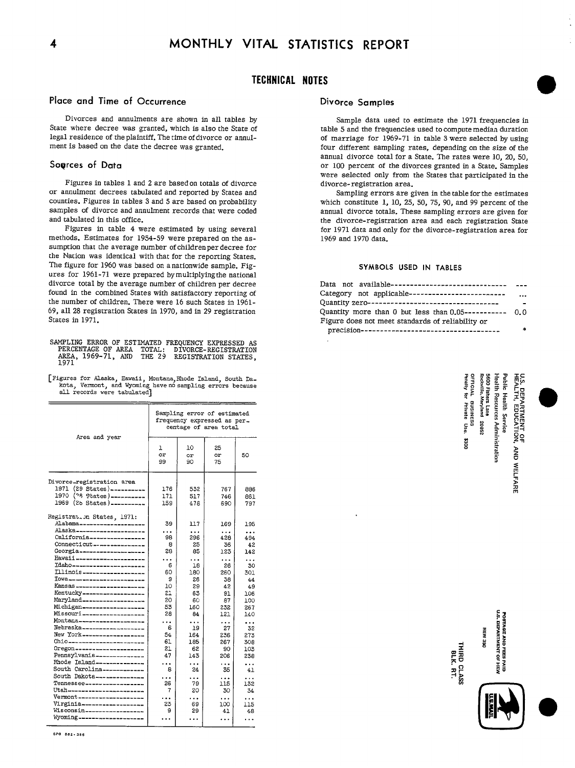## TECHNICAL NOTES

### Place and Time of Occurrence

Divorces and annulments are shown in all tables by State where decree was granted, which is also the State of legal residence of the plaintiff. The time of divorce or annulment is based on the date the decree was granted.

### Sources of Data

Figures in tables 1 and 2 are based on totals of divorce or annulment decrees tabulated and reported by States and counties. Figures in tables 3 and 5 are based on probability samples of divorce and annulment records that were coded and tabulated in this office.

Figures in table 4 were estimated by using several methods. Estimates for 1954-59 were prepared on the assumption that the average number of children per decree for the Nation was identical with that for the reporting States. The figure for 1960 was based on a nationwide sample. Figures for 1961-71 were prepared by multiplying the national divorce total by the average number of children per decree found in the combined States with satisfactory reporting of the number of children. There were 16 such States in 1961-69, all 28 registration States in 1970, and in 29 registration States in 1971.

SAMPLING ERROR OF ESTIMATED FREQUENCY EXPRESSED AS PERCENTAGE OF AREA TOTAL: DIVORCE-REGISTRATION AREA, 1969-71, AND THE 29 REGISTRATION STATES, 1971

[Figures for Alaska, Hawaii, Montana, Rhode Island, South Dakota, Vermont, and Wyoming have no sampling errors because all records were tabulated]

| Area and year | Sampling error of estimated frequency expressed as percentage of area total | | | |
|---|---|---|---|---|
| | 1 or 99 | 10 or 90 | 25 or 75 | 50 |
| Divorce-registration area | | | | |
| 1971 (29 States) | 176 | 532 | 767 | 886 |
| 1970 (28 States) | 171 | 517 | 746 | 861 |
| 1969 (26 States) | 159 | 478 | 690 | 797 |
| Registration States, 1971: | | | | |
| Alabama | 39 | 117 | 169 | 195 |
| Alaska | ... | ... | ... | ... |
| California | 98 | 296 | 428 | 494 |
| Connecticut | 8 | 25 | 36 | 42 |
| Georgia | 28 | 85 | 123 | 142 |
| Hawaii | ... | ... | ... | ... |
| Idaho | 6 | 18 | 26 | 30 |
| Illinois | 60 | 180 | 260 | 301 |
| Iowa | 9 | 26 | 38 | 44 |
| Kansas | 10 | 29 | 42 | 49 |
| Kentucky | 21 | 63 | 91 | 106 |
| Maryland | 20 | 60 | 87 | 100 |
| Michigan | 53 | 160 | 232 | 267 |
| Missouri | 28 | 84 | 121 | 140 |
| Montana | ... | ... | ... | ... |
| Nebraska | 6 | 19 | 27 | 32 |
| New York | 54 | 164 | 236 | 273 |
| Ohio | 61 | 185 | 267 | 308 |
| Oregon | 21 | 62 | 90 | 103 |
| Pennsylvania | 47 | 143 | 206 | 238 |
| Rhode Island | ... | ... | ... | ... |
| South Carolina | 8 | 24 | 35 | 41 |
| South Dakota | ... | ... | ... | ... |
| Tennessee | 26 | 79 | 115 | 132 |
| Utah | 7 | 20 | 30 | 34 |
| Vermont | ... | ... | ... | ... |
| Virginia | 23 | 69 | 100 | 115 |
| Wisconsin | 9 | 29 | 41 | 48 |
| Wyoming | ... | ... | ... | ... |

### Divorce Samples

Sample data used to estimate the 1971 frequencies in table 5 and the frequencies used to compute median duration of marriage for 1969-71 in table 3 were selected by using four different sampling rates, depending on the size of the annual divorce total for a State. The rates were 10, 20, 50, or 100 percent of the divorces granted in a State. Samples were selected only from the States that participated in the divorce-registration area.

Sampling errors are given in the table for the estimates which constitute 1, 10, 25, 50, 75, 90, and 99 percent of the annual divorce totals. These sampling errors are given for the divorce-regisrration area and each registration State for 1971 data and only for the divorce-registration area for 1969 and 1970 data.

#### SYMBOLS USED IN TABLES

| | |
|---|---|
| Data not available | --- |
| Category not applicable | ... |
| Quantity zero | - |
| Quantity more than 0 but less than 0.05 | 0.0 |
| Figure does not meet standards of reliability or precision | * |

U.S. DEPARTMENT OF HEALTH, EDUCATION, AND WELFARE
Public Health Service
Health Resources Administration
5600 Fishers Lane
Rockville, Maryland 20852
OFFICIAL BUSINESS
Penalty for Private Use, $300

POSTAGE AND FEES PAID
U.S. DEPARTMENT OF HEW
HEW 390

THIRD CLASS
BLK. RT.

GPO 882-386